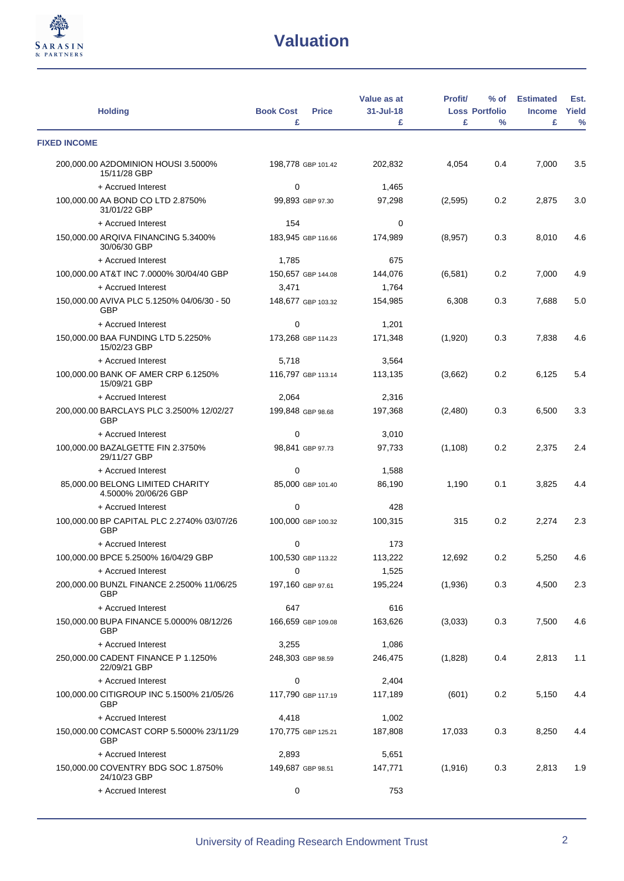# Valuation

| Holding | Book Cost £ | Price | Value as at 31-Jul-18 £ | Profit/ Loss £ | % of Portfolio % | Estimated Income £ | Est. Yield % |
|---|---|---|---|---|---|---|---|
| **FIXED INCOME** | | | | | | | |
| 200,000.00 A2DOMINION HOUSI 3.5000% 15/11/28 GBP | 198,778 | GBP 101.42 | 202,832 | 4,054 | 0.4 | 7,000 | 3.5 |
| + Accrued Interest | 0 | | 1,465 | | | | |
| 100,000.00 AA BOND CO LTD 2.8750% 31/01/22 GBP | 99,893 | GBP 97.30 | 97,298 | (2,595) | 0.2 | 2,875 | 3.0 |
| + Accrued Interest | 154 | | 0 | | | | |
| 150,000.00 ARQIVA FINANCING 5.3400% 30/06/30 GBP | 183,945 | GBP 116.66 | 174,989 | (8,957) | 0.3 | 8,010 | 4.6 |
| + Accrued Interest | 1,785 | | 675 | | | | |
| 100,000.00 AT&T INC 7.0000% 30/04/40 GBP | 150,657 | GBP 144.08 | 144,076 | (6,581) | 0.2 | 7,000 | 4.9 |
| + Accrued Interest | 3,471 | | 1,764 | | | | |
| 150,000.00 AVIVA PLC 5.1250% 04/06/30 - 50 GBP | 148,677 | GBP 103.32 | 154,985 | 6,308 | 0.3 | 7,688 | 5.0 |
| + Accrued Interest | 0 | | 1,201 | | | | |
| 150,000.00 BAA FUNDING LTD 5.2250% 15/02/23 GBP | 173,268 | GBP 114.23 | 171,348 | (1,920) | 0.3 | 7,838 | 4.6 |
| + Accrued Interest | 5,718 | | 3,564 | | | | |
| 100,000.00 BANK OF AMER CRP 6.1250% 15/09/21 GBP | 116,797 | GBP 113.14 | 113,135 | (3,662) | 0.2 | 6,125 | 5.4 |
| + Accrued Interest | 2,064 | | 2,316 | | | | |
| 200,000.00 BARCLAYS PLC 3.2500% 12/02/27 GBP | 199,848 | GBP 98.68 | 197,368 | (2,480) | 0.3 | 6,500 | 3.3 |
| + Accrued Interest | 0 | | 3,010 | | | | |
| 100,000.00 BAZALGETTE FIN 2.3750% 29/11/27 GBP | 98,841 | GBP 97.73 | 97,733 | (1,108) | 0.2 | 2,375 | 2.4 |
| + Accrued Interest | 0 | | 1,588 | | | | |
| 85,000.00 BELONG LIMITED CHARITY 4.5000% 20/06/26 GBP | 85,000 | GBP 101.40 | 86,190 | 1,190 | 0.1 | 3,825 | 4.4 |
| + Accrued Interest | 0 | | 428 | | | | |
| 100,000.00 BP CAPITAL PLC 2.2740% 03/07/26 GBP | 100,000 | GBP 100.32 | 100,315 | 315 | 0.2 | 2,274 | 2.3 |
| + Accrued Interest | 0 | | 173 | | | | |
| 100,000.00 BPCE 5.2500% 16/04/29 GBP | 100,530 | GBP 113.22 | 113,222 | 12,692 | 0.2 | 5,250 | 4.6 |
| + Accrued Interest | 0 | | 1,525 | | | | |
| 200,000.00 BUNZL FINANCE 2.2500% 11/06/25 GBP | 197,160 | GBP 97.61 | 195,224 | (1,936) | 0.3 | 4,500 | 2.3 |
| + Accrued Interest | 647 | | 616 | | | | |
| 150,000.00 BUPA FINANCE 5.0000% 08/12/26 GBP | 166,659 | GBP 109.08 | 163,626 | (3,033) | 0.3 | 7,500 | 4.6 |
| + Accrued Interest | 3,255 | | 1,086 | | | | |
| 250,000.00 CADENT FINANCE P 1.1250% 22/09/21 GBP | 248,303 | GBP 98.59 | 246,475 | (1,828) | 0.4 | 2,813 | 1.1 |
| + Accrued Interest | 0 | | 2,404 | | | | |
| 100,000.00 CITIGROUP INC 5.1500% 21/05/26 GBP | 117,790 | GBP 117.19 | 117,189 | (601) | 0.2 | 5,150 | 4.4 |
| + Accrued Interest | 4,418 | | 1,002 | | | | |
| 150,000.00 COMCAST CORP 5.5000% 23/11/29 GBP | 170,775 | GBP 125.21 | 187,808 | 17,033 | 0.3 | 8,250 | 4.4 |
| + Accrued Interest | 2,893 | | 5,651 | | | | |
| 150,000.00 COVENTRY BDG SOC 1.8750% 24/10/23 GBP | 149,687 | GBP 98.51 | 147,771 | (1,916) | 0.3 | 2,813 | 1.9 |
| + Accrued Interest | 0 | | 753 | | | | |

University of Reading Research Endowment Trust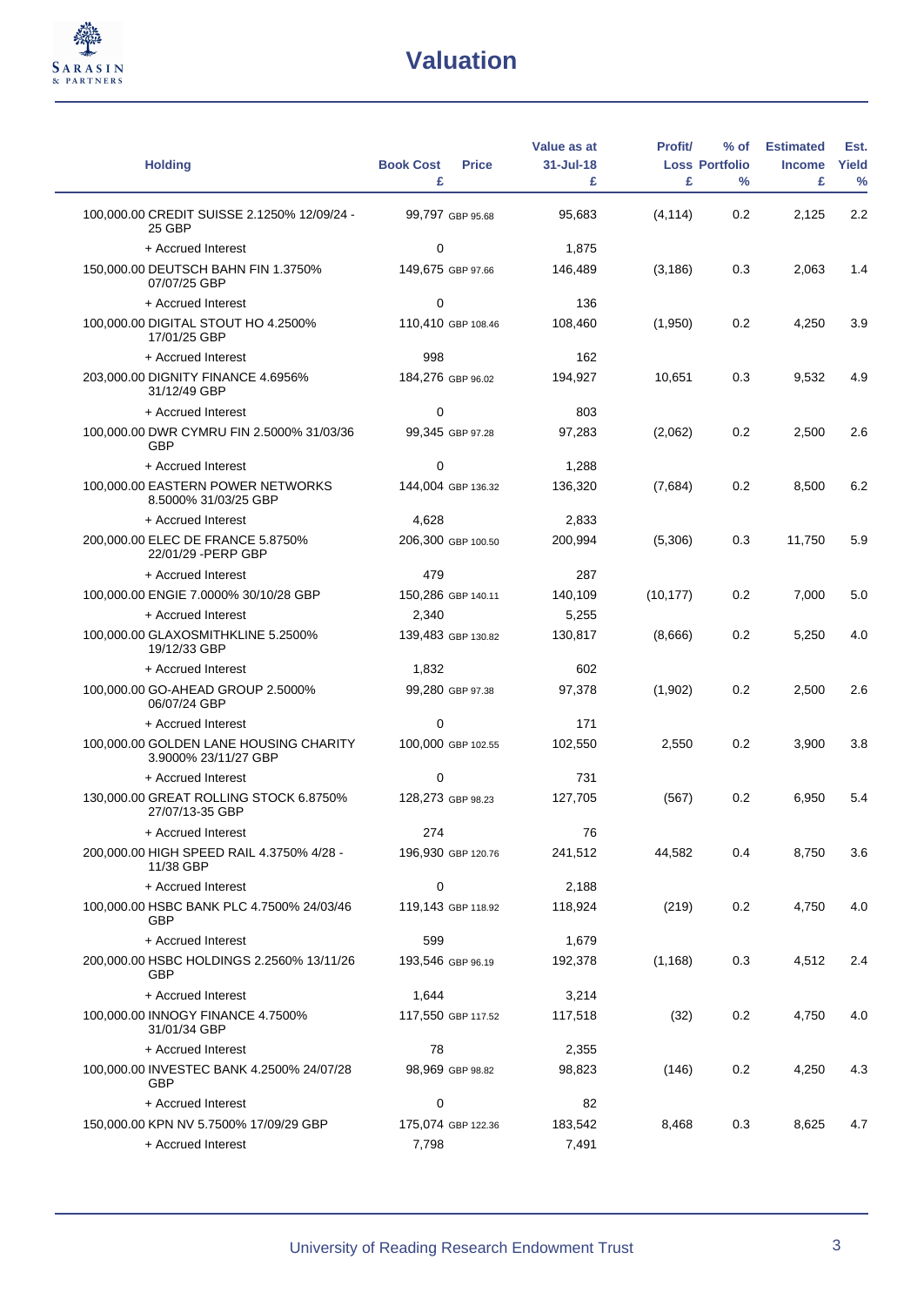# Valuation

| Holding | Book Cost £ | Price | Value as at 31-Jul-18 £ | Profit/ Loss £ | % of Portfolio % | Estimated Income £ | Est. Yield % |
|---|---|---|---|---|---|---|---|
| 100,000.00 CREDIT SUISSE 2.1250% 12/09/24 - 25 GBP | 99,797 | GBP 95.68 | 95,683 | (4,114) | 0.2 | 2,125 | 2.2 |
| + Accrued Interest | 0 | | 1,875 | | | | |
| 150,000.00 DEUTSCH BAHN FIN 1.3750% 07/07/25 GBP | 149,675 | GBP 97.66 | 146,489 | (3,186) | 0.3 | 2,063 | 1.4 |
| + Accrued Interest | 0 | | 136 | | | | |
| 100,000.00 DIGITAL STOUT HO 4.2500% 17/01/25 GBP | 110,410 | GBP 108.46 | 108,460 | (1,950) | 0.2 | 4,250 | 3.9 |
| + Accrued Interest | 998 | | 162 | | | | |
| 203,000.00 DIGNITY FINANCE 4.6956% 31/12/49 GBP | 184,276 | GBP 96.02 | 194,927 | 10,651 | 0.3 | 9,532 | 4.9 |
| + Accrued Interest | 0 | | 803 | | | | |
| 100,000.00 DWR CYMRU FIN 2.5000% 31/03/36 GBP | 99,345 | GBP 97.28 | 97,283 | (2,062) | 0.2 | 2,500 | 2.6 |
| + Accrued Interest | 0 | | 1,288 | | | | |
| 100,000.00 EASTERN POWER NETWORKS 8.5000% 31/03/25 GBP | 144,004 | GBP 136.32 | 136,320 | (7,684) | 0.2 | 8,500 | 6.2 |
| + Accrued Interest | 4,628 | | 2,833 | | | | |
| 200,000.00 ELEC DE FRANCE 5.8750% 22/01/29 -PERP GBP | 206,300 | GBP 100.50 | 200,994 | (5,306) | 0.3 | 11,750 | 5.9 |
| + Accrued Interest | 479 | | 287 | | | | |
| 100,000.00 ENGIE 7.0000% 30/10/28 GBP | 150,286 | GBP 140.11 | 140,109 | (10,177) | 0.2 | 7,000 | 5.0 |
| + Accrued Interest | 2,340 | | 5,255 | | | | |
| 100,000.00 GLAXOSMITHKLINE 5.2500% 19/12/33 GBP | 139,483 | GBP 130.82 | 130,817 | (8,666) | 0.2 | 5,250 | 4.0 |
| + Accrued Interest | 1,832 | | 602 | | | | |
| 100,000.00 GO-AHEAD GROUP 2.5000% 06/07/24 GBP | 99,280 | GBP 97.38 | 97,378 | (1,902) | 0.2 | 2,500 | 2.6 |
| + Accrued Interest | 0 | | 171 | | | | |
| 100,000.00 GOLDEN LANE HOUSING CHARITY 3.9000% 23/11/27 GBP | 100,000 | GBP 102.55 | 102,550 | 2,550 | 0.2 | 3,900 | 3.8 |
| + Accrued Interest | 0 | | 731 | | | | |
| 130,000.00 GREAT ROLLING STOCK 6.8750% 27/07/13-35 GBP | 128,273 | GBP 98.23 | 127,705 | (567) | 0.2 | 6,950 | 5.4 |
| + Accrued Interest | 274 | | 76 | | | | |
| 200,000.00 HIGH SPEED RAIL 4.3750% 4/28 - 11/38 GBP | 196,930 | GBP 120.76 | 241,512 | 44,582 | 0.4 | 8,750 | 3.6 |
| + Accrued Interest | 0 | | 2,188 | | | | |
| 100,000.00 HSBC BANK PLC 4.7500% 24/03/46 GBP | 119,143 | GBP 118.92 | 118,924 | (219) | 0.2 | 4,750 | 4.0 |
| + Accrued Interest | 599 | | 1,679 | | | | |
| 200,000.00 HSBC HOLDINGS 2.2560% 13/11/26 GBP | 193,546 | GBP 96.19 | 192,378 | (1,168) | 0.3 | 4,512 | 2.4 |
| + Accrued Interest | 1,644 | | 3,214 | | | | |
| 100,000.00 INNOGY FINANCE 4.7500% 31/01/34 GBP | 117,550 | GBP 117.52 | 117,518 | (32) | 0.2 | 4,750 | 4.0 |
| + Accrued Interest | 78 | | 2,355 | | | | |
| 100,000.00 INVESTEC BANK 4.2500% 24/07/28 GBP | 98,969 | GBP 98.82 | 98,823 | (146) | 0.2 | 4,250 | 4.3 |
| + Accrued Interest | 0 | | 82 | | | | |
| 150,000.00 KPN NV 5.7500% 17/09/29 GBP | 175,074 | GBP 122.36 | 183,542 | 8,468 | 0.3 | 8,625 | 4.7 |
| + Accrued Interest | 7,798 | | 7,491 | | | | |

University of Reading Research Endowment Trust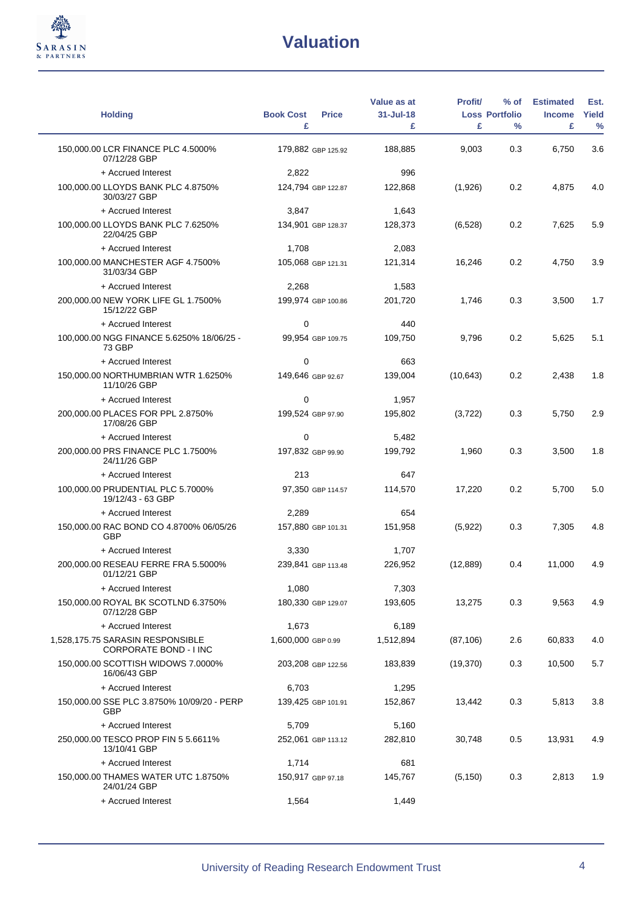# Valuation

| Holding | Book Cost £ | Price | Value as at 31-Jul-18 £ | Profit/ Loss £ | % of Portfolio % | Estimated Income £ | Est. Yield % |
|---|---|---|---|---|---|---|---|
| 150,000.00 LCR FINANCE PLC 4.5000% 07/12/28 GBP | 179,882 | GBP 125.92 | 188,885 | 9,003 | 0.3 | 6,750 | 3.6 |
| + Accrued Interest | 2,822 | | 996 | | | | |
| 100,000.00 LLOYDS BANK PLC 4.8750% 30/03/27 GBP | 124,794 | GBP 122.87 | 122,868 | (1,926) | 0.2 | 4,875 | 4.0 |
| + Accrued Interest | 3,847 | | 1,643 | | | | |
| 100,000.00 LLOYDS BANK PLC 7.6250% 22/04/25 GBP | 134,901 | GBP 128.37 | 128,373 | (6,528) | 0.2 | 7,625 | 5.9 |
| + Accrued Interest | 1,708 | | 2,083 | | | | |
| 100,000.00 MANCHESTER AGF 4.7500% 31/03/34 GBP | 105,068 | GBP 121.31 | 121,314 | 16,246 | 0.2 | 4,750 | 3.9 |
| + Accrued Interest | 2,268 | | 1,583 | | | | |
| 200,000.00 NEW YORK LIFE GL 1.7500% 15/12/22 GBP | 199,974 | GBP 100.86 | 201,720 | 1,746 | 0.3 | 3,500 | 1.7 |
| + Accrued Interest | 0 | | 440 | | | | |
| 100,000.00 NGG FINANCE 5.6250% 18/06/25 - 73 GBP | 99,954 | GBP 109.75 | 109,750 | 9,796 | 0.2 | 5,625 | 5.1 |
| + Accrued Interest | 0 | | 663 | | | | |
| 150,000.00 NORTHUMBRIAN WTR 1.6250% 11/10/26 GBP | 149,646 | GBP 92.67 | 139,004 | (10,643) | 0.2 | 2,438 | 1.8 |
| + Accrued Interest | 0 | | 1,957 | | | | |
| 200,000.00 PLACES FOR PPL 2.8750% 17/08/26 GBP | 199,524 | GBP 97.90 | 195,802 | (3,722) | 0.3 | 5,750 | 2.9 |
| + Accrued Interest | 0 | | 5,482 | | | | |
| 200,000.00 PRS FINANCE PLC 1.7500% 24/11/26 GBP | 197,832 | GBP 99.90 | 199,792 | 1,960 | 0.3 | 3,500 | 1.8 |
| + Accrued Interest | 213 | | 647 | | | | |
| 100,000.00 PRUDENTIAL PLC 5.7000% 19/12/43 - 63 GBP | 97,350 | GBP 114.57 | 114,570 | 17,220 | 0.2 | 5,700 | 5.0 |
| + Accrued Interest | 2,289 | | 654 | | | | |
| 150,000.00 RAC BOND CO 4.8700% 06/05/26 GBP | 157,880 | GBP 101.31 | 151,958 | (5,922) | 0.3 | 7,305 | 4.8 |
| + Accrued Interest | 3,330 | | 1,707 | | | | |
| 200,000.00 RESEAU FERRE FRA 5.5000% 01/12/21 GBP | 239,841 | GBP 113.48 | 226,952 | (12,889) | 0.4 | 11,000 | 4.9 |
| + Accrued Interest | 1,080 | | 7,303 | | | | |
| 150,000.00 ROYAL BK SCOTLND 6.3750% 07/12/28 GBP | 180,330 | GBP 129.07 | 193,605 | 13,275 | 0.3 | 9,563 | 4.9 |
| + Accrued Interest | 1,673 | | 6,189 | | | | |
| 1,528,175.75 SARASIN RESPONSIBLE CORPORATE BOND - I INC | 1,600,000 | GBP 0.99 | 1,512,894 | (87,106) | 2.6 | 60,833 | 4.0 |
| 150,000.00 SCOTTISH WIDOWS 7.0000% 16/06/43 GBP | 203,208 | GBP 122.56 | 183,839 | (19,370) | 0.3 | 10,500 | 5.7 |
| + Accrued Interest | 6,703 | | 1,295 | | | | |
| 150,000.00 SSE PLC 3.8750% 10/09/20 - PERP GBP | 139,425 | GBP 101.91 | 152,867 | 13,442 | 0.3 | 5,813 | 3.8 |
| + Accrued Interest | 5,709 | | 5,160 | | | | |
| 250,000.00 TESCO PROP FIN 5 5.6611% 13/10/41 GBP | 252,061 | GBP 113.12 | 282,810 | 30,748 | 0.5 | 13,931 | 4.9 |
| + Accrued Interest | 1,714 | | 681 | | | | |
| 150,000.00 THAMES WATER UTC 1.8750% 24/01/24 GBP | 150,917 | GBP 97.18 | 145,767 | (5,150) | 0.3 | 2,813 | 1.9 |
| + Accrued Interest | 1,564 | | 1,449 | | | | |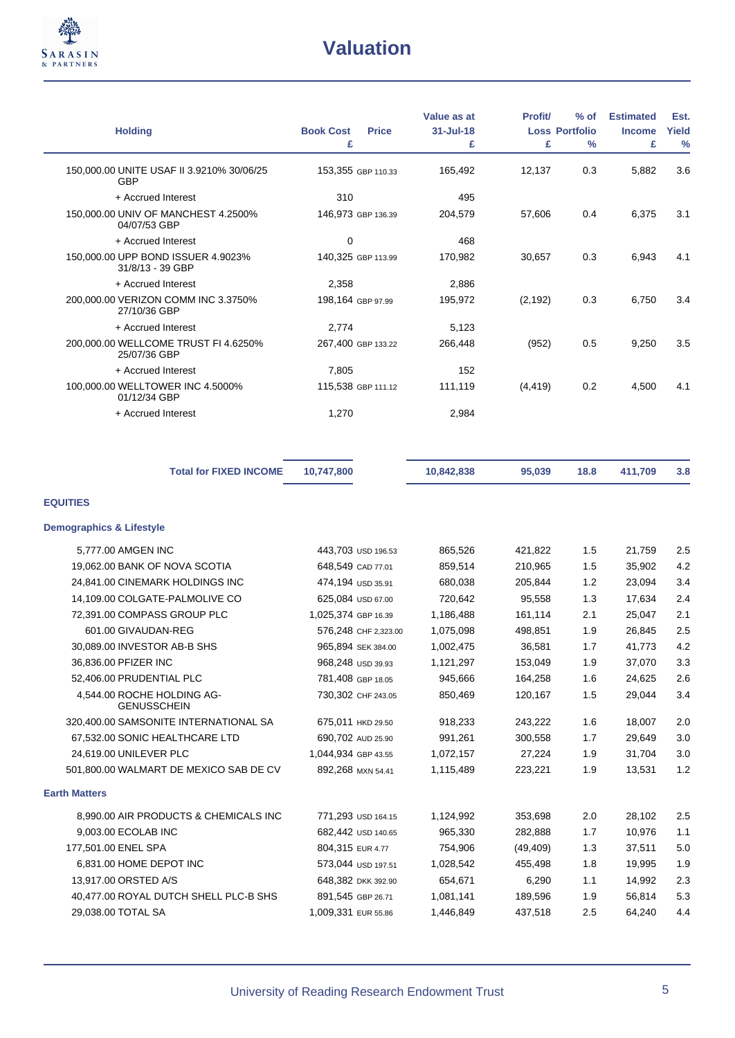# Valuation

| Holding | Book Cost £ | Price | Value as at 31-Jul-18 £ | Profit/ Loss £ | % of Portfolio % | Estimated Income £ | Est. Yield % |
|---|---|---|---|---|---|---|---|
| 150,000.00 UNITE USAF II 3.9210% 30/06/25 GBP | 153,355 | GBP 110.33 | 165,492 | 12,137 | 0.3 | 5,882 | 3.6 |
| + Accrued Interest | 310 | | 495 | | | | |
| 150,000.00 UNIV OF MANCHEST 4.2500% 04/07/53 GBP | 146,973 | GBP 136.39 | 204,579 | 57,606 | 0.4 | 6,375 | 3.1 |
| + Accrued Interest | 0 | | 468 | | | | |
| 150,000.00 UPP BOND ISSUER 4.9023% 31/8/13 - 39 GBP | 140,325 | GBP 113.99 | 170,982 | 30,657 | 0.3 | 6,943 | 4.1 |
| + Accrued Interest | 2,358 | | 2,886 | | | | |
| 200,000.00 VERIZON COMM INC 3.3750% 27/10/36 GBP | 198,164 | GBP 97.99 | 195,972 | (2,192) | 0.3 | 6,750 | 3.4 |
| + Accrued Interest | 2,774 | | 5,123 | | | | |
| 200,000.00 WELLCOME TRUST FI 4.6250% 25/07/36 GBP | 267,400 | GBP 133.22 | 266,448 | (952) | 0.5 | 9,250 | 3.5 |
| + Accrued Interest | 7,805 | | 152 | | | | |
| 100,000.00 WELLTOWER INC 4.5000% 01/12/34 GBP | 115,538 | GBP 111.12 | 111,119 | (4,419) | 0.2 | 4,500 | 4.1 |
| + Accrued Interest | 1,270 | | 2,984 | | | | |
| **Total for FIXED INCOME** | **10,747,800** | | **10,842,838** | **95,039** | **18.8** | **411,709** | **3.8** |

## EQUITIES

### Demographics & Lifestyle

| Holding | Book Cost £ | Price | Value as at 31-Jul-18 £ | Profit/ Loss £ | % of Portfolio % | Estimated Income £ | Est. Yield % |
|---|---|---|---|---|---|---|---|
| 5,777.00 AMGEN INC | 443,703 | USD 196.53 | 865,526 | 421,822 | 1.5 | 21,759 | 2.5 |
| 19,062.00 BANK OF NOVA SCOTIA | 648,549 | CAD 77.01 | 859,514 | 210,965 | 1.5 | 35,902 | 4.2 |
| 24,841.00 CINEMARK HOLDINGS INC | 474,194 | USD 35.91 | 680,038 | 205,844 | 1.2 | 23,094 | 3.4 |
| 14,109.00 COLGATE-PALMOLIVE CO | 625,084 | USD 67.00 | 720,642 | 95,558 | 1.3 | 17,634 | 2.4 |
| 72,391.00 COMPASS GROUP PLC | 1,025,374 | GBP 16.39 | 1,186,488 | 161,114 | 2.1 | 25,047 | 2.1 |
| 601.00 GIVAUDAN-REG | 576,248 | CHF 2,323.00 | 1,075,098 | 498,851 | 1.9 | 26,845 | 2.5 |
| 30,089.00 INVESTOR AB-B SHS | 965,894 | SEK 384.00 | 1,002,475 | 36,581 | 1.7 | 41,773 | 4.2 |
| 36,836.00 PFIZER INC | 968,248 | USD 39.93 | 1,121,297 | 153,049 | 1.9 | 37,070 | 3.3 |
| 52,406.00 PRUDENTIAL PLC | 781,408 | GBP 18.05 | 945,666 | 164,258 | 1.6 | 24,625 | 2.6 |
| 4,544.00 ROCHE HOLDING AG-GENUSSCHEIN | 730,302 | CHF 243.05 | 850,469 | 120,167 | 1.5 | 29,044 | 3.4 |
| 320,400.00 SAMSONITE INTERNATIONAL SA | 675,011 | HKD 29.50 | 918,233 | 243,222 | 1.6 | 18,007 | 2.0 |
| 67,532.00 SONIC HEALTHCARE LTD | 690,702 | AUD 25.90 | 991,261 | 300,558 | 1.7 | 29,649 | 3.0 |
| 24,619.00 UNILEVER PLC | 1,044,934 | GBP 43.55 | 1,072,157 | 27,224 | 1.9 | 31,704 | 3.0 |
| 501,800.00 WALMART DE MEXICO SAB DE CV | 892,268 | MXN 54.41 | 1,115,489 | 223,221 | 1.9 | 13,531 | 1.2 |

### Earth Matters

| Holding | Book Cost £ | Price | Value as at 31-Jul-18 £ | Profit/ Loss £ | % of Portfolio % | Estimated Income £ | Est. Yield % |
|---|---|---|---|---|---|---|---|
| 8,990.00 AIR PRODUCTS & CHEMICALS INC | 771,293 | USD 164.15 | 1,124,992 | 353,698 | 2.0 | 28,102 | 2.5 |
| 9,003.00 ECOLAB INC | 682,442 | USD 140.65 | 965,330 | 282,888 | 1.7 | 10,976 | 1.1 |
| 177,501.00 ENEL SPA | 804,315 | EUR 4.77 | 754,906 | (49,409) | 1.3 | 37,511 | 5.0 |
| 6,831.00 HOME DEPOT INC | 573,044 | USD 197.51 | 1,028,542 | 455,498 | 1.8 | 19,995 | 1.9 |
| 13,917.00 ORSTED A/S | 648,382 | DKK 392.90 | 654,671 | 6,290 | 1.1 | 14,992 | 2.3 |
| 40,477.00 ROYAL DUTCH SHELL PLC-B SHS | 891,545 | GBP 26.71 | 1,081,141 | 189,596 | 1.9 | 56,814 | 5.3 |
| 29,038.00 TOTAL SA | 1,009,331 | EUR 55.86 | 1,446,849 | 437,518 | 2.5 | 64,240 | 4.4 |

University of Reading Research Endowment Trust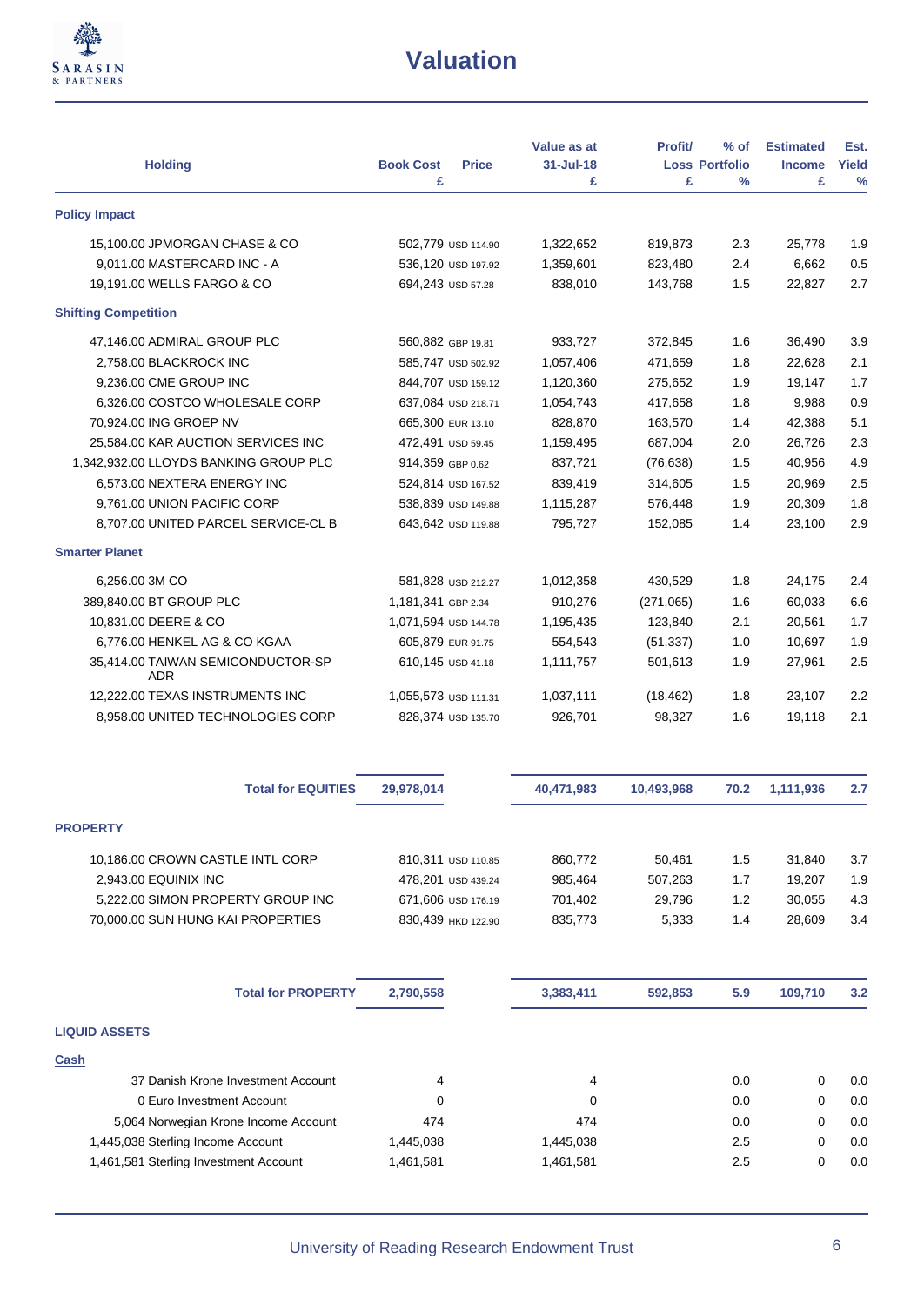# Valuation

| Holding | Book Cost £ | Price | Value as at 31-Jul-18 £ | Profit/ Loss £ | % of Portfolio % | Estimated Income £ | Est. Yield % |
|---|---|---|---|---|---|---|---|
| **Policy Impact** | | | | | | | |
| 15,100.00 JPMORGAN CHASE & CO | 502,779 | USD 114.90 | 1,322,652 | 819,873 | 2.3 | 25,778 | 1.9 |
| 9,011.00 MASTERCARD INC - A | 536,120 | USD 197.92 | 1,359,601 | 823,480 | 2.4 | 6,662 | 0.5 |
| 19,191.00 WELLS FARGO & CO | 694,243 | USD 57.28 | 838,010 | 143,768 | 1.5 | 22,827 | 2.7 |
| **Shifting Competition** | | | | | | | |
| 47,146.00 ADMIRAL GROUP PLC | 560,882 | GBP 19.81 | 933,727 | 372,845 | 1.6 | 36,490 | 3.9 |
| 2,758.00 BLACKROCK INC | 585,747 | USD 502.92 | 1,057,406 | 471,659 | 1.8 | 22,628 | 2.1 |
| 9,236.00 CME GROUP INC | 844,707 | USD 159.12 | 1,120,360 | 275,652 | 1.9 | 19,147 | 1.7 |
| 6,326.00 COSTCO WHOLESALE CORP | 637,084 | USD 218.71 | 1,054,743 | 417,658 | 1.8 | 9,988 | 0.9 |
| 70,924.00 ING GROEP NV | 665,300 | EUR 13.10 | 828,870 | 163,570 | 1.4 | 42,388 | 5.1 |
| 25,584.00 KAR AUCTION SERVICES INC | 472,491 | USD 59.45 | 1,159,495 | 687,004 | 2.0 | 26,726 | 2.3 |
| 1,342,932.00 LLOYDS BANKING GROUP PLC | 914,359 | GBP 0.62 | 837,721 | (76,638) | 1.5 | 40,956 | 4.9 |
| 6,573.00 NEXTERA ENERGY INC | 524,814 | USD 167.52 | 839,419 | 314,605 | 1.5 | 20,969 | 2.5 |
| 9,761.00 UNION PACIFIC CORP | 538,839 | USD 149.88 | 1,115,287 | 576,448 | 1.9 | 20,309 | 1.8 |
| 8,707.00 UNITED PARCEL SERVICE-CL B | 643,642 | USD 119.88 | 795,727 | 152,085 | 1.4 | 23,100 | 2.9 |
| **Smarter Planet** | | | | | | | |
| 6,256.00 3M CO | 581,828 | USD 212.27 | 1,012,358 | 430,529 | 1.8 | 24,175 | 2.4 |
| 389,840.00 BT GROUP PLC | 1,181,341 | GBP 2.34 | 910,276 | (271,065) | 1.6 | 60,033 | 6.6 |
| 10,831.00 DEERE & CO | 1,071,594 | USD 144.78 | 1,195,435 | 123,840 | 2.1 | 20,561 | 1.7 |
| 6,776.00 HENKEL AG & CO KGAA | 605,879 | EUR 91.75 | 554,543 | (51,337) | 1.0 | 10,697 | 1.9 |
| 35,414.00 TAIWAN SEMICONDUCTOR-SP ADR | 610,145 | USD 41.18 | 1,111,757 | 501,613 | 1.9 | 27,961 | 2.5 |
| 12,222.00 TEXAS INSTRUMENTS INC | 1,055,573 | USD 111.31 | 1,037,111 | (18,462) | 1.8 | 23,107 | 2.2 |
| 8,958.00 UNITED TECHNOLOGIES CORP | 828,374 | USD 135.70 | 926,701 | 98,327 | 1.6 | 19,118 | 2.1 |
| **Total for EQUITIES** | **29,978,014** | | **40,471,983** | **10,493,968** | **70.2** | **1,111,936** | **2.7** |
| **PROPERTY** | | | | | | | |
| 10,186.00 CROWN CASTLE INTL CORP | 810,311 | USD 110.85 | 860,772 | 50,461 | 1.5 | 31,840 | 3.7 |
| 2,943.00 EQUINIX INC | 478,201 | USD 439.24 | 985,464 | 507,263 | 1.7 | 19,207 | 1.9 |
| 5,222.00 SIMON PROPERTY GROUP INC | 671,606 | USD 176.19 | 701,402 | 29,796 | 1.2 | 30,055 | 4.3 |
| 70,000.00 SUN HUNG KAI PROPERTIES | 830,439 | HKD 122.90 | 835,773 | 5,333 | 1.4 | 28,609 | 3.4 |
| **Total for PROPERTY** | **2,790,558** | | **3,383,411** | **592,853** | **5.9** | **109,710** | **3.2** |
| **LIQUID ASSETS** | | | | | | | |
| **Cash** | | | | | | | |
| 37 Danish Krone Investment Account | 4 | | 4 | | 0.0 | 0 | 0.0 |
| 0 Euro Investment Account | 0 | | 0 | | 0.0 | 0 | 0.0 |
| 5,064 Norwegian Krone Income Account | 474 | | 474 | | 0.0 | 0 | 0.0 |
| 1,445,038 Sterling Income Account | 1,445,038 | | 1,445,038 | | 2.5 | 0 | 0.0 |
| 1,461,581 Sterling Investment Account | 1,461,581 | | 1,461,581 | | 2.5 | 0 | 0.0 |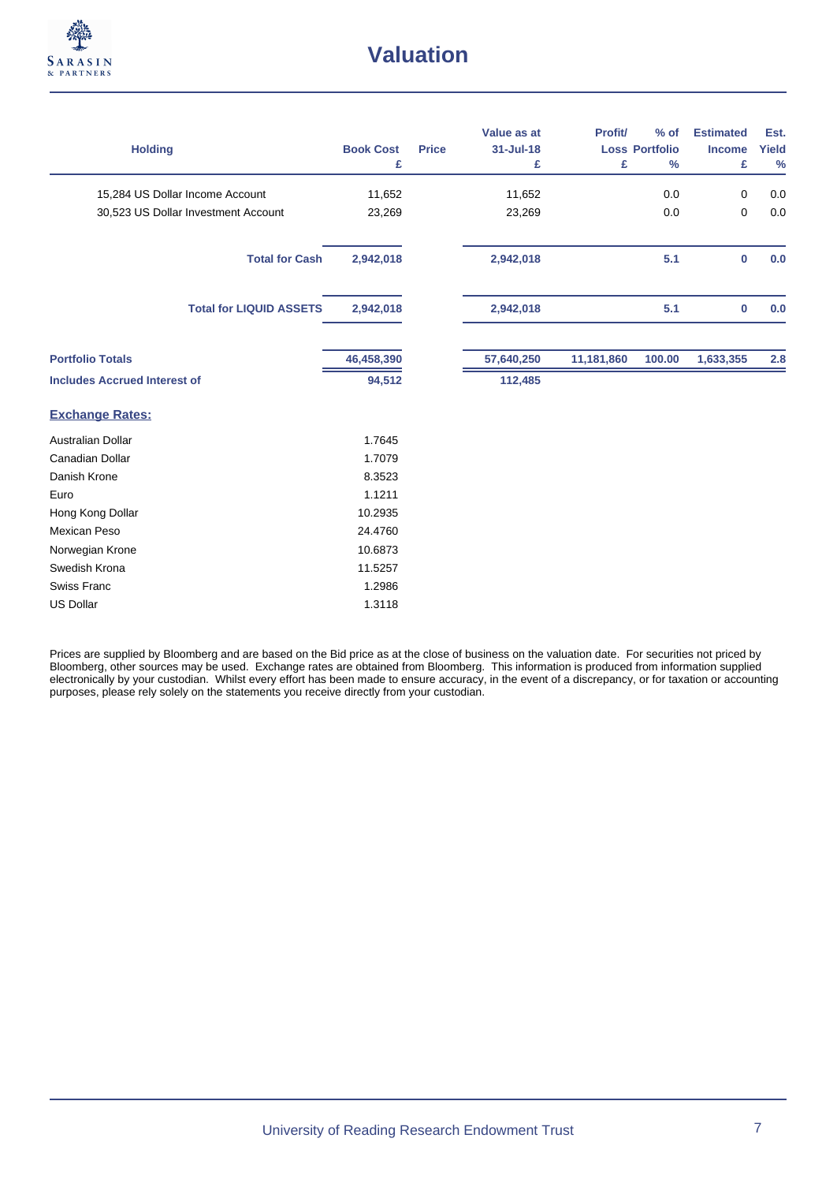# Valuation

| Holding | Book Cost £ | Price | Value as at 31-Jul-18 £ | Profit/ Loss £ | % of Portfolio % | Estimated Income £ | Est. Yield % |
|---|---|---|---|---|---|---|---|
| 15,284 US Dollar Income Account | 11,652 | | 11,652 | | 0.0 | 0 | 0.0 |
| 30,523 US Dollar Investment Account | 23,269 | | 23,269 | | 0.0 | 0 | 0.0 |
| **Total for Cash** | **2,942,018** | | **2,942,018** | | **5.1** | **0** | **0.0** |
| **Total for LIQUID ASSETS** | **2,942,018** | | **2,942,018** | | **5.1** | **0** | **0.0** |
| **Portfolio Totals** | **46,458,390** | | **57,640,250** | **11,181,860** | **100.00** | **1,633,355** | **2.8** |
| **Includes Accrued Interest of** | **94,512** | | **112,485** | | | | |

## Exchange Rates:

| | |
|---|---|
| Australian Dollar | 1.7645 |
| Canadian Dollar | 1.7079 |
| Danish Krone | 8.3523 |
| Euro | 1.1211 |
| Hong Kong Dollar | 10.2935 |
| Mexican Peso | 24.4760 |
| Norwegian Krone | 10.6873 |
| Swedish Krona | 11.5257 |
| Swiss Franc | 1.2986 |
| US Dollar | 1.3118 |

Prices are supplied by Bloomberg and are based on the Bid price as at the close of business on the valuation date. For securities not priced by Bloomberg, other sources may be used. Exchange rates are obtained from Bloomberg. This information is produced from information supplied electronically by your custodian. Whilst every effort has been made to ensure accuracy, in the event of a discrepancy, or for taxation or accounting purposes, please rely solely on the statements you receive directly from your custodian.